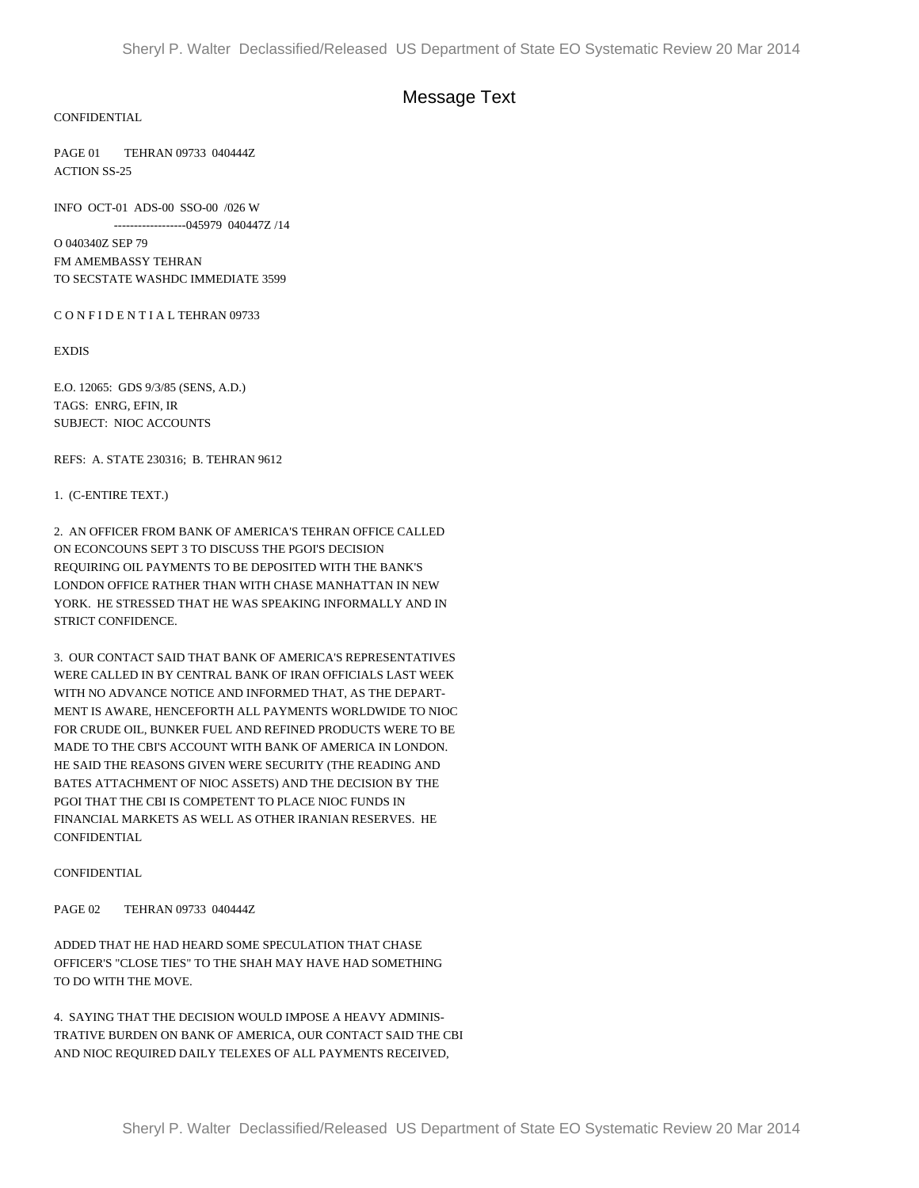# Message Text

CONFIDENTIAL

PAGE 01 TEHRAN 09733 040444Z
ACTION SS-25

INFO OCT-01 ADS-00 SSO-00 /026 W
------------------045979 040447Z /14

O 040340Z SEP 79
FM AMEMBASSY TEHRAN
TO SECSTATE WASHDC IMMEDIATE 3599

C O N F I D E N T I A L TEHRAN 09733

EXDIS

E.O. 12065: GDS 9/3/85 (SENS, A.D.)
TAGS: ENRG, EFIN, IR
SUBJECT: NIOC ACCOUNTS

REFS: A. STATE 230316; B. TEHRAN 9612

1. (C-ENTIRE TEXT.)

2. AN OFFICER FROM BANK OF AMERICA'S TEHRAN OFFICE CALLED ON ECONCOUNS SEPT 3 TO DISCUSS THE PGOI'S DECISION REQUIRING OIL PAYMENTS TO BE DEPOSITED WITH THE BANK'S LONDON OFFICE RATHER THAN WITH CHASE MANHATTAN IN NEW YORK. HE STRESSED THAT HE WAS SPEAKING INFORMALLY AND IN STRICT CONFIDENCE.

3. OUR CONTACT SAID THAT BANK OF AMERICA'S REPRESENTATIVES WERE CALLED IN BY CENTRAL BANK OF IRAN OFFICIALS LAST WEEK WITH NO ADVANCE NOTICE AND INFORMED THAT, AS THE DEPARTMENT IS AWARE, HENCEFORTH ALL PAYMENTS WORLDWIDE TO NIOC FOR CRUDE OIL, BUNKER FUEL AND REFINED PRODUCTS WERE TO BE MADE TO THE CBI'S ACCOUNT WITH BANK OF AMERICA IN LONDON. HE SAID THE REASONS GIVEN WERE SECURITY (THE READING AND BATES ATTACHMENT OF NIOC ASSETS) AND THE DECISION BY THE PGOI THAT THE CBI IS COMPETENT TO PLACE NIOC FUNDS IN FINANCIAL MARKETS AS WELL AS OTHER IRANIAN RESERVES. HE

CONFIDENTIAL

CONFIDENTIAL

PAGE 02 TEHRAN 09733 040444Z

ADDED THAT HE HAD HEARD SOME SPECULATION THAT CHASE OFFICER'S "CLOSE TIES" TO THE SHAH MAY HAVE HAD SOMETHING TO DO WITH THE MOVE.

4. SAYING THAT THE DECISION WOULD IMPOSE A HEAVY ADMINISTRATIVE BURDEN ON BANK OF AMERICA, OUR CONTACT SAID THE CBI AND NIOC REQUIRED DAILY TELEXES OF ALL PAYMENTS RECEIVED,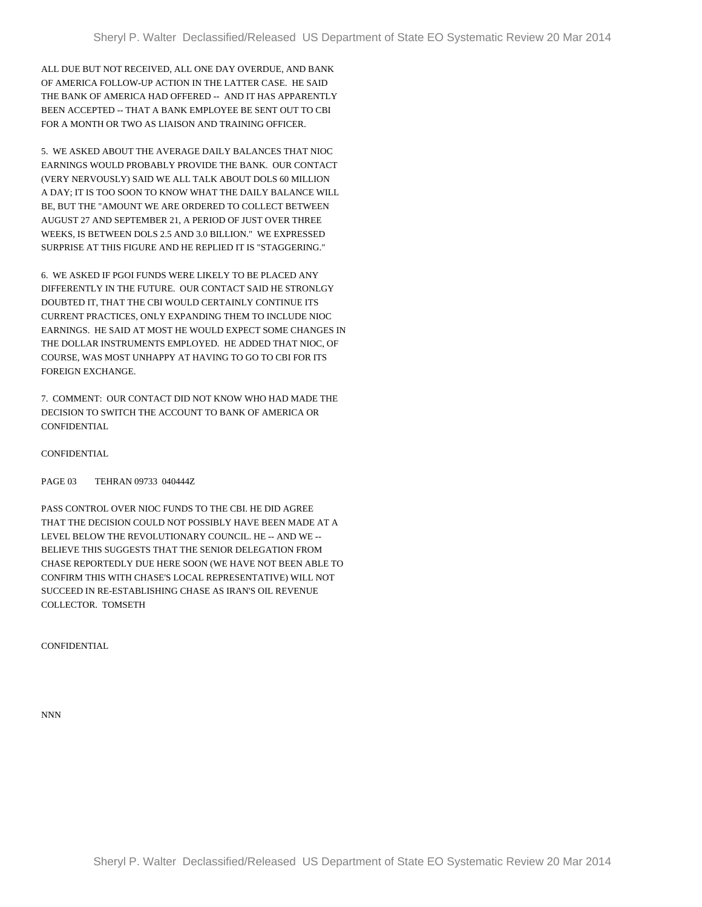ALL DUE BUT NOT RECEIVED, ALL ONE DAY OVERDUE, AND BANK OF AMERICA FOLLOW-UP ACTION IN THE LATTER CASE. HE SAID THE BANK OF AMERICA HAD OFFERED -- AND IT HAS APPARENTLY BEEN ACCEPTED -- THAT A BANK EMPLOYEE BE SENT OUT TO CBI FOR A MONTH OR TWO AS LIAISON AND TRAINING OFFICER.

5. WE ASKED ABOUT THE AVERAGE DAILY BALANCES THAT NIOC EARNINGS WOULD PROBABLY PROVIDE THE BANK. OUR CONTACT (VERY NERVOUSLY) SAID WE ALL TALK ABOUT DOLS 60 MILLION A DAY; IT IS TOO SOON TO KNOW WHAT THE DAILY BALANCE WILL BE, BUT THE "AMOUNT WE ARE ORDERED TO COLLECT BETWEEN AUGUST 27 AND SEPTEMBER 21, A PERIOD OF JUST OVER THREE WEEKS, IS BETWEEN DOLS 2.5 AND 3.0 BILLION." WE EXPRESSED SURPRISE AT THIS FIGURE AND HE REPLIED IT IS "STAGGERING."

6. WE ASKED IF PGOI FUNDS WERE LIKELY TO BE PLACED ANY DIFFERENTLY IN THE FUTURE. OUR CONTACT SAID HE STRONLGY DOUBTED IT, THAT THE CBI WOULD CERTAINLY CONTINUE ITS CURRENT PRACTICES, ONLY EXPANDING THEM TO INCLUDE NIOC EARNINGS. HE SAID AT MOST HE WOULD EXPECT SOME CHANGES IN THE DOLLAR INSTRUMENTS EMPLOYED. HE ADDED THAT NIOC, OF COURSE, WAS MOST UNHAPPY AT HAVING TO GO TO CBI FOR ITS FOREIGN EXCHANGE.

7. COMMENT: OUR CONTACT DID NOT KNOW WHO HAD MADE THE DECISION TO SWITCH THE ACCOUNT TO BANK OF AMERICA OR
CONFIDENTIAL

CONFIDENTIAL

PAGE 03 TEHRAN 09733 040444Z

PASS CONTROL OVER NIOC FUNDS TO THE CBI. HE DID AGREE THAT THE DECISION COULD NOT POSSIBLY HAVE BEEN MADE AT A LEVEL BELOW THE REVOLUTIONARY COUNCIL. HE -- AND WE -- BELIEVE THIS SUGGESTS THAT THE SENIOR DELEGATION FROM CHASE REPORTEDLY DUE HERE SOON (WE HAVE NOT BEEN ABLE TO CONFIRM THIS WITH CHASE'S LOCAL REPRESENTATIVE) WILL NOT SUCCEED IN RE-ESTABLISHING CHASE AS IRAN'S OIL REVENUE COLLECTOR. TOMSETH

CONFIDENTIAL

NNN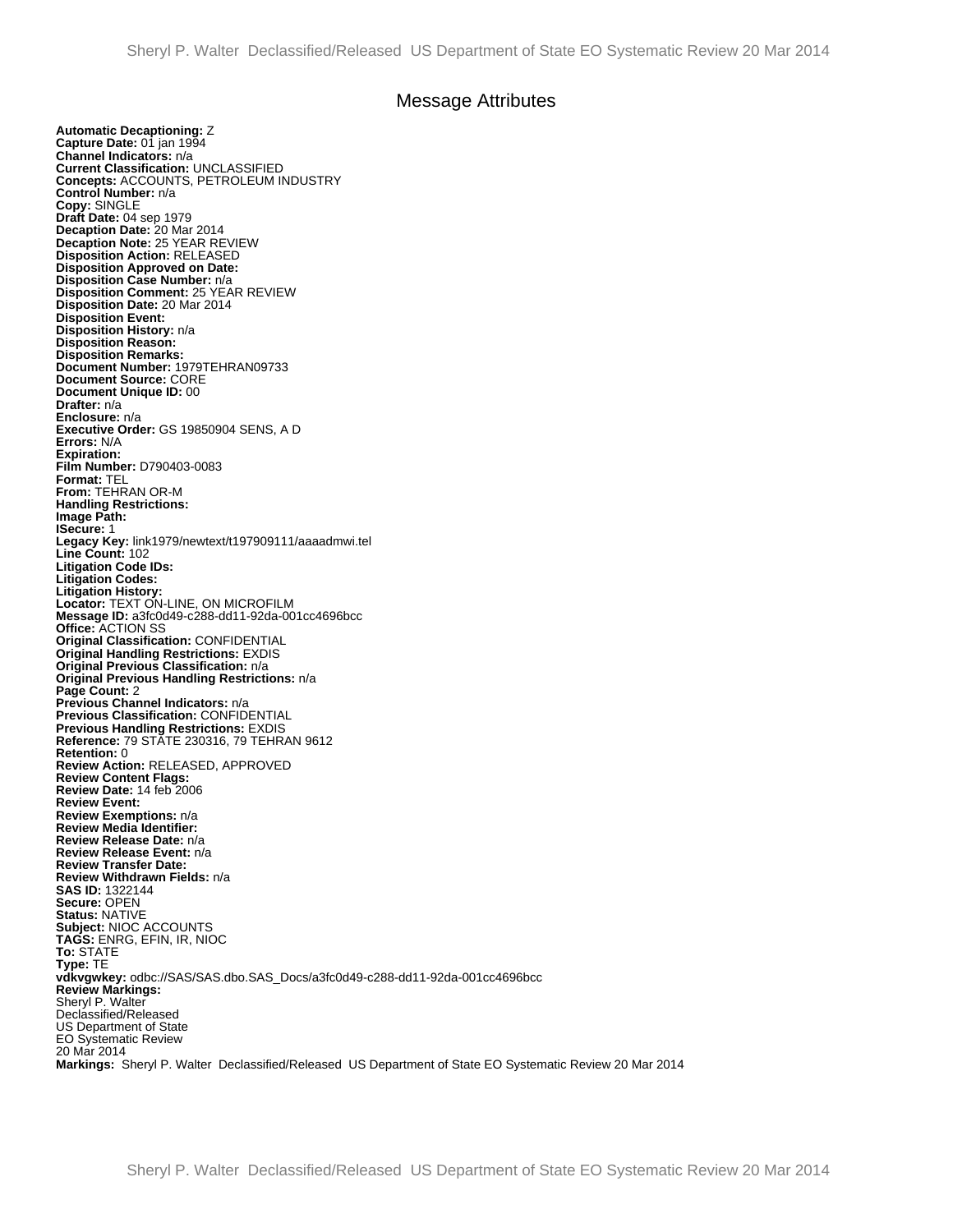# Message Attributes

**Automatic Decaptioning:** Z
**Capture Date:** 01 jan 1994
**Channel Indicators:** n/a
**Current Classification:** UNCLASSIFIED
**Concepts:** ACCOUNTS, PETROLEUM INDUSTRY
**Control Number:** n/a
**Copy:** SINGLE
**Draft Date:** 04 sep 1979
**Decaption Date:** 20 Mar 2014
**Decaption Note:** 25 YEAR REVIEW
**Disposition Action:** RELEASED
**Disposition Approved on Date:**
**Disposition Case Number:** n/a
**Disposition Comment:** 25 YEAR REVIEW
**Disposition Date:** 20 Mar 2014
**Disposition Event:**
**Disposition History:** n/a
**Disposition Reason:**
**Disposition Remarks:**
**Document Number:** 1979TEHRAN09733
**Document Source:** CORE
**Document Unique ID:** 00
**Drafter:** n/a
**Enclosure:** n/a
**Executive Order:** GS 19850904 SENS, A D
**Errors:** N/A
**Expiration:**
**Film Number:** D790403-0083
**Format:** TEL
**From:** TEHRAN OR-M
**Handling Restrictions:**
**Image Path:**
**ISecure:** 1
**Legacy Key:** link1979/newtext/t197909111/aaaadmwi.tel
**Line Count:** 102
**Litigation Code IDs:**
**Litigation Codes:**
**Litigation History:**
**Locator:** TEXT ON-LINE, ON MICROFILM
**Message ID:** a3fc0d49-c288-dd11-92da-001cc4696bcc
**Office:** ACTION SS
**Original Classification:** CONFIDENTIAL
**Original Handling Restrictions:** EXDIS
**Original Previous Classification:** n/a
**Original Previous Handling Restrictions:** n/a
**Page Count:** 2
**Previous Channel Indicators:** n/a
**Previous Classification:** CONFIDENTIAL
**Previous Handling Restrictions:** EXDIS
**Reference:** 79 STATE 230316, 79 TEHRAN 9612
**Retention:** 0
**Review Action:** RELEASED, APPROVED
**Review Content Flags:**
**Review Date:** 14 feb 2006
**Review Event:**
**Review Exemptions:** n/a
**Review Media Identifier:**
**Review Release Date:** n/a
**Review Release Event:** n/a
**Review Transfer Date:**
**Review Withdrawn Fields:** n/a
**SAS ID:** 1322144
**Secure:** OPEN
**Status:** NATIVE
**Subject:** NIOC ACCOUNTS
**TAGS:** ENRG, EFIN, IR, NIOC
**To:** STATE
**Type:** TE
**vdkvgwkey:** odbc://SAS/SAS.dbo.SAS_Docs/a3fc0d49-c288-dd11-92da-001cc4696bcc
**Review Markings:**
Sheryl P. Walter
Declassified/Released
US Department of State
EO Systematic Review
20 Mar 2014
**Markings:** Sheryl P. Walter Declassified/Released US Department of State EO Systematic Review 20 Mar 2014